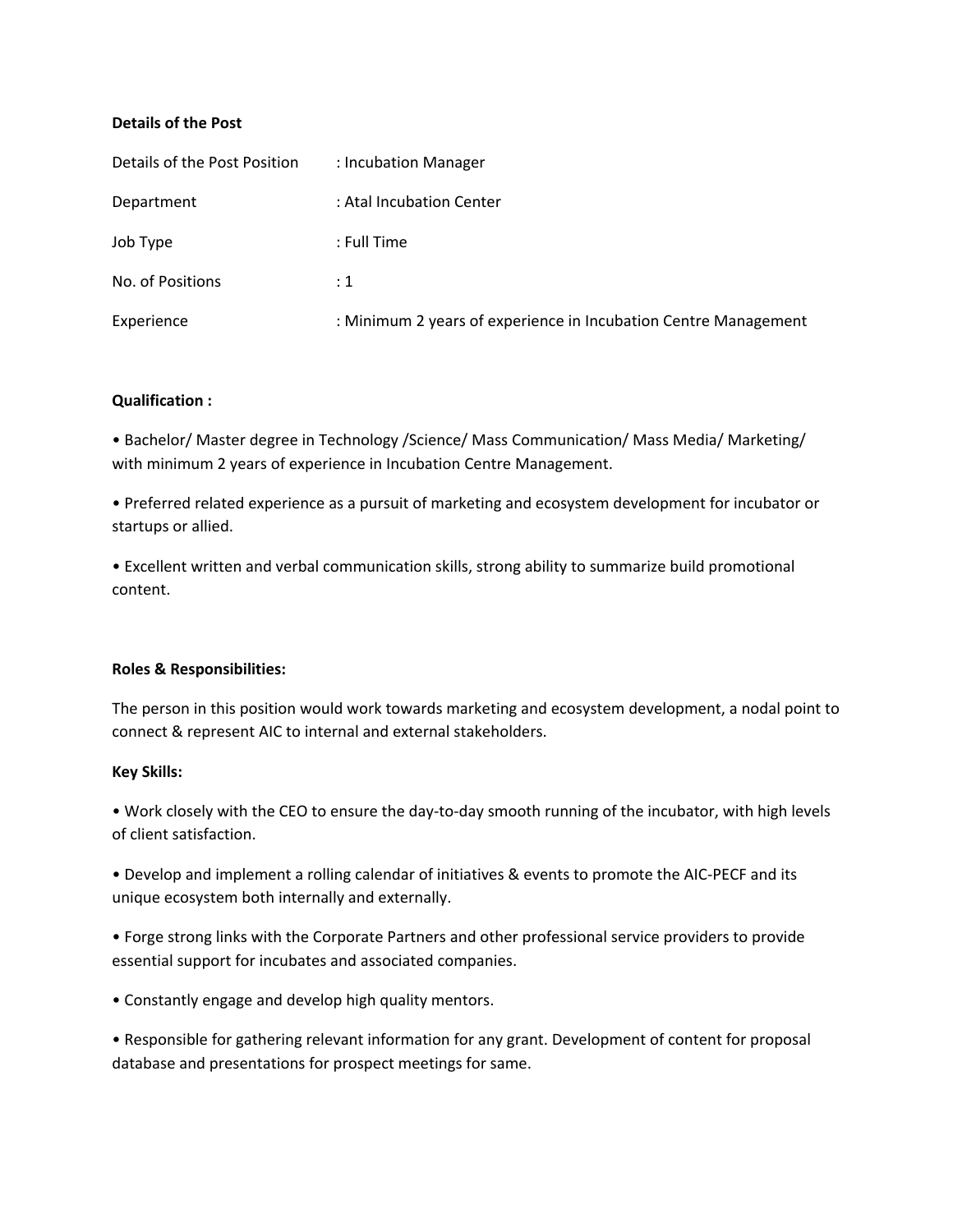**Details of the Post**

| Details of the Post Position | : Incubation Manager |
|---|---|
| Department | : Atal Incubation Center |
| Job Type | : Full Time |
| No. of Positions | : 1 |
| Experience | : Minimum 2 years of experience in Incubation Centre Management |

**Qualification :**

- Bachelor/ Master degree in Technology /Science/ Mass Communication/ Mass Media/ Marketing/ with minimum 2 years of experience in Incubation Centre Management.
- Preferred related experience as a pursuit of marketing and ecosystem development for incubator or startups or allied.
- Excellent written and verbal communication skills, strong ability to summarize build promotional content.

**Roles & Responsibilities:**

The person in this position would work towards marketing and ecosystem development, a nodal point to connect & represent AIC to internal and external stakeholders.

**Key Skills:**

- Work closely with the CEO to ensure the day-to-day smooth running of the incubator, with high levels of client satisfaction.
- Develop and implement a rolling calendar of initiatives & events to promote the AIC-PECF and its unique ecosystem both internally and externally.
- Forge strong links with the Corporate Partners and other professional service providers to provide essential support for incubates and associated companies.
- Constantly engage and develop high quality mentors.
- Responsible for gathering relevant information for any grant. Development of content for proposal database and presentations for prospect meetings for same.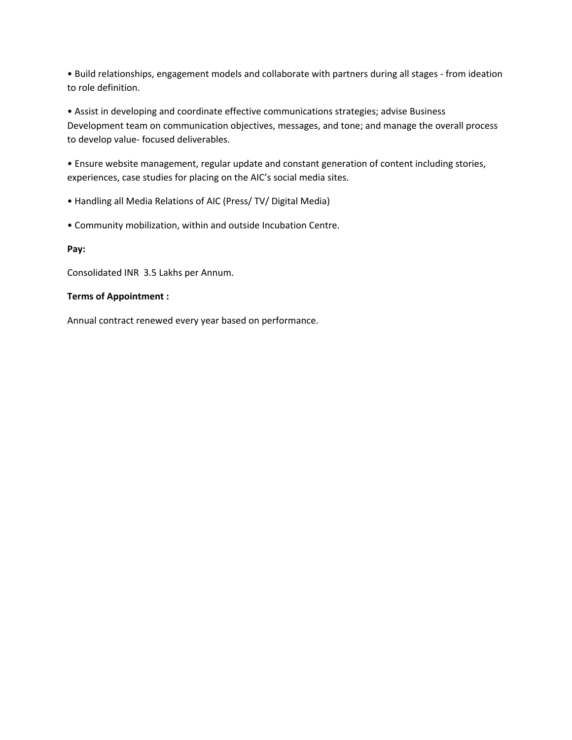- Build relationships, engagement models and collaborate with partners during all stages - from ideation to role definition.

- Assist in developing and coordinate effective communications strategies; advise Business Development team on communication objectives, messages, and tone; and manage the overall process to develop value- focused deliverables.

- Ensure website management, regular update and constant generation of content including stories, experiences, case studies for placing on the AIC's social media sites.

- Handling all Media Relations of AIC (Press/ TV/ Digital Media)

- Community mobilization, within and outside Incubation Centre.

**Pay:**

Consolidated INR 3.5 Lakhs per Annum.

**Terms of Appointment :**

Annual contract renewed every year based on performance.